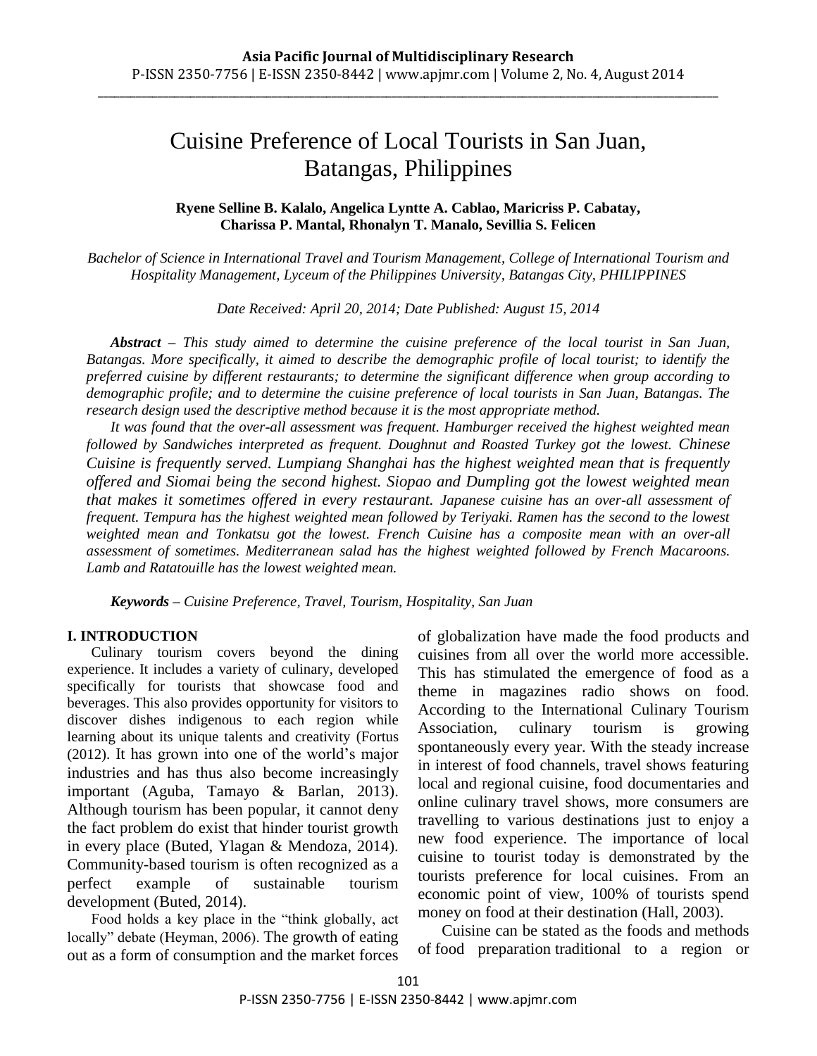# Cuisine Preference of Local Tourists in San Juan, Batangas, Philippines

**Ryene Selline B. Kalalo, Angelica Lyntte A. Cablao, Maricriss P. Cabatay, Charissa P. Mantal, Rhonalyn T. Manalo, Sevillia S. Felicen**

*Bachelor of Science in International Travel and Tourism Management, College of International Tourism and Hospitality Management, Lyceum of the Philippines University, Batangas City, PHILIPPINES*

*Date Received: April 20, 2014; Date Published: August 15, 2014*

***Abstract** – This study aimed to determine the cuisine preference of the local tourist in San Juan, Batangas. More specifically, it aimed to describe the demographic profile of local tourist; to identify the preferred cuisine by different restaurants; to determine the significant difference when group according to demographic profile; and to determine the cuisine preference of local tourists in San Juan, Batangas. The research design used the descriptive method because it is the most appropriate method.*

*It was found that the over-all assessment was frequent. Hamburger received the highest weighted mean followed by Sandwiches interpreted as frequent. Doughnut and Roasted Turkey got the lowest. Chinese Cuisine is frequently served. Lumpiang Shanghai has the highest weighted mean that is frequently offered and Siomai being the second highest. Siopao and Dumpling got the lowest weighted mean that makes it sometimes offered in every restaurant. Japanese cuisine has an over-all assessment of frequent. Tempura has the highest weighted mean followed by Teriyaki. Ramen has the second to the lowest weighted mean and Tonkatsu got the lowest. French Cuisine has a composite mean with an over-all assessment of sometimes. Mediterranean salad has the highest weighted followed by French Macaroons. Lamb and Ratatouille has the lowest weighted mean.*

***Keywords** – Cuisine Preference, Travel, Tourism, Hospitality, San Juan*

## I. INTRODUCTION

Culinary tourism covers beyond the dining experience. It includes a variety of culinary, developed specifically for tourists that showcase food and beverages. This also provides opportunity for visitors to discover dishes indigenous to each region while learning about its unique talents and creativity (Fortus (2012). It has grown into one of the world's major industries and has thus also become increasingly important (Aguba, Tamayo & Barlan, 2013). Although tourism has been popular, it cannot deny the fact problem do exist that hinder tourist growth in every place (Buted, Ylagan & Mendoza, 2014). Community-based tourism is often recognized as a perfect example of sustainable tourism development (Buted, 2014).

Food holds a key place in the "think globally, act locally" debate (Heyman, 2006). The growth of eating out as a form of consumption and the market forces of globalization have made the food products and cuisines from all over the world more accessible. This has stimulated the emergence of food as a theme in magazines radio shows on food. According to the International Culinary Tourism Association, culinary tourism is growing spontaneously every year. With the steady increase in interest of food channels, travel shows featuring local and regional cuisine, food documentaries and online culinary travel shows, more consumers are travelling to various destinations just to enjoy a new food experience. The importance of local cuisine to tourist today is demonstrated by the tourists preference for local cuisines. From an economic point of view, 100% of tourists spend money on food at their destination (Hall, 2003).

Cuisine can be stated as the foods and methods of food preparation traditional to a region or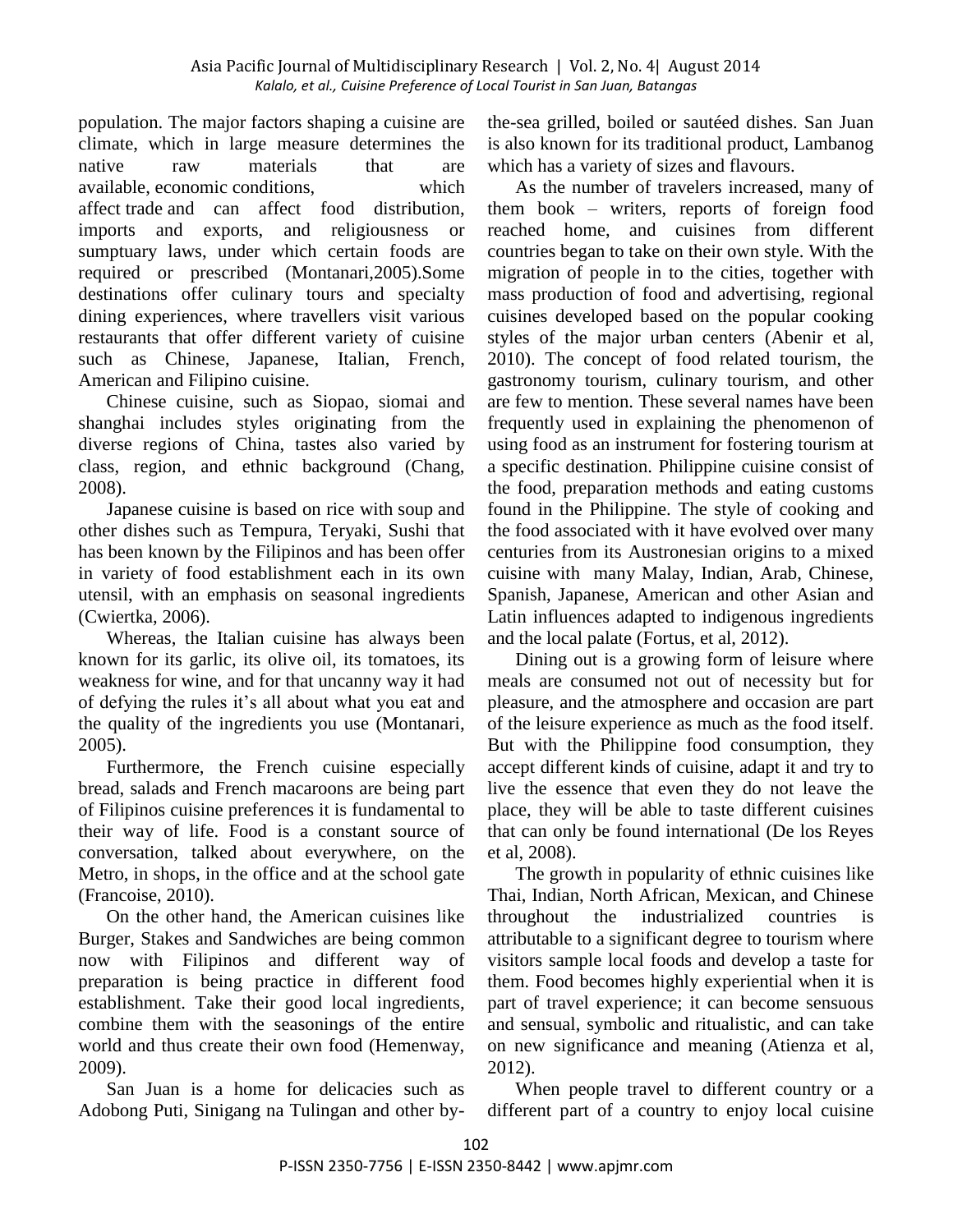population. The major factors shaping a cuisine are climate, which in large measure determines the native raw materials that are available, economic conditions, which affect trade and can affect food distribution, imports and exports, and religiousness or sumptuary laws, under which certain foods are required or prescribed (Montanari,2005).Some destinations offer culinary tours and specialty dining experiences, where travellers visit various restaurants that offer different variety of cuisine such as Chinese, Japanese, Italian, French, American and Filipino cuisine.

Chinese cuisine, such as Siopao, siomai and shanghai includes styles originating from the diverse regions of China, tastes also varied by class, region, and ethnic background (Chang, 2008).

Japanese cuisine is based on rice with soup and other dishes such as Tempura, Teryaki, Sushi that has been known by the Filipinos and has been offer in variety of food establishment each in its own utensil, with an emphasis on seasonal ingredients (Cwiertka, 2006).

Whereas, the Italian cuisine has always been known for its garlic, its olive oil, its tomatoes, its weakness for wine, and for that uncanny way it had of defying the rules it's all about what you eat and the quality of the ingredients you use (Montanari, 2005).

Furthermore, the French cuisine especially bread, salads and French macaroons are being part of Filipinos cuisine preferences it is fundamental to their way of life. Food is a constant source of conversation, talked about everywhere, on the Metro, in shops, in the office and at the school gate (Francoise, 2010).

On the other hand, the American cuisines like Burger, Stakes and Sandwiches are being common now with Filipinos and different way of preparation is being practice in different food establishment. Take their good local ingredients, combine them with the seasonings of the entire world and thus create their own food (Hemenway, 2009).

San Juan is a home for delicacies such as Adobong Puti, Sinigang na Tulingan and other by-the-sea grilled, boiled or sautéed dishes. San Juan is also known for its traditional product, Lambanog which has a variety of sizes and flavours.

As the number of travelers increased, many of them book – writers, reports of foreign food reached home, and cuisines from different countries began to take on their own style. With the migration of people in to the cities, together with mass production of food and advertising, regional cuisines developed based on the popular cooking styles of the major urban centers (Abenir et al, 2010). The concept of food related tourism, the gastronomy tourism, culinary tourism, and other are few to mention. These several names have been frequently used in explaining the phenomenon of using food as an instrument for fostering tourism at a specific destination. Philippine cuisine consist of the food, preparation methods and eating customs found in the Philippine. The style of cooking and the food associated with it have evolved over many centuries from its Austronesian origins to a mixed cuisine with many Malay, Indian, Arab, Chinese, Spanish, Japanese, American and other Asian and Latin influences adapted to indigenous ingredients and the local palate (Fortus, et al, 2012).

Dining out is a growing form of leisure where meals are consumed not out of necessity but for pleasure, and the atmosphere and occasion are part of the leisure experience as much as the food itself. But with the Philippine food consumption, they accept different kinds of cuisine, adapt it and try to live the essence that even they do not leave the place, they will be able to taste different cuisines that can only be found international (De los Reyes et al, 2008).

The growth in popularity of ethnic cuisines like Thai, Indian, North African, Mexican, and Chinese throughout the industrialized countries is attributable to a significant degree to tourism where visitors sample local foods and develop a taste for them. Food becomes highly experiential when it is part of travel experience; it can become sensuous and sensual, symbolic and ritualistic, and can take on new significance and meaning (Atienza et al, 2012).

When people travel to different country or a different part of a country to enjoy local cuisine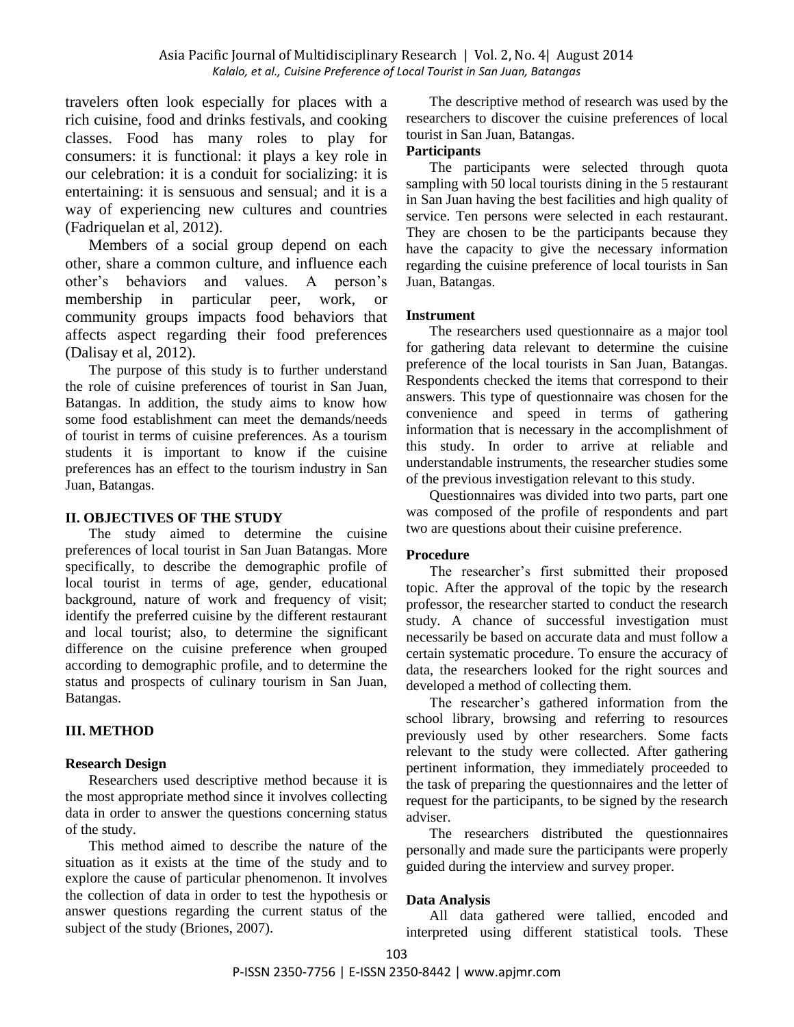travelers often look especially for places with a rich cuisine, food and drinks festivals, and cooking classes. Food has many roles to play for consumers: it is functional: it plays a key role in our celebration: it is a conduit for socializing: it is entertaining: it is sensuous and sensual; and it is a way of experiencing new cultures and countries (Fadriquelan et al, 2012).

Members of a social group depend on each other, share a common culture, and influence each other's behaviors and values. A person's membership in particular peer, work, or community groups impacts food behaviors that affects aspect regarding their food preferences (Dalisay et al, 2012).

The purpose of this study is to further understand the role of cuisine preferences of tourist in San Juan, Batangas. In addition, the study aims to know how some food establishment can meet the demands/needs of tourist in terms of cuisine preferences. As a tourism students it is important to know if the cuisine preferences has an effect to the tourism industry in San Juan, Batangas.

## II. OBJECTIVES OF THE STUDY

The study aimed to determine the cuisine preferences of local tourist in San Juan Batangas. More specifically, to describe the demographic profile of local tourist in terms of age, gender, educational background, nature of work and frequency of visit; identify the preferred cuisine by the different restaurant and local tourist; also, to determine the significant difference on the cuisine preference when grouped according to demographic profile, and to determine the status and prospects of culinary tourism in San Juan, Batangas.

## III. METHOD

### Research Design

Researchers used descriptive method because it is the most appropriate method since it involves collecting data in order to answer the questions concerning status of the study.

This method aimed to describe the nature of the situation as it exists at the time of the study and to explore the cause of particular phenomenon. It involves the collection of data in order to test the hypothesis or answer questions regarding the current status of the subject of the study (Briones, 2007).

The descriptive method of research was used by the researchers to discover the cuisine preferences of local tourist in San Juan, Batangas.

### Participants

The participants were selected through quota sampling with 50 local tourists dining in the 5 restaurant in San Juan having the best facilities and high quality of service. Ten persons were selected in each restaurant. They are chosen to be the participants because they have the capacity to give the necessary information regarding the cuisine preference of local tourists in San Juan, Batangas.

### Instrument

The researchers used questionnaire as a major tool for gathering data relevant to determine the cuisine preference of the local tourists in San Juan, Batangas. Respondents checked the items that correspond to their answers. This type of questionnaire was chosen for the convenience and speed in terms of gathering information that is necessary in the accomplishment of this study. In order to arrive at reliable and understandable instruments, the researcher studies some of the previous investigation relevant to this study.

Questionnaires was divided into two parts, part one was composed of the profile of respondents and part two are questions about their cuisine preference.

### Procedure

The researcher's first submitted their proposed topic. After the approval of the topic by the research professor, the researcher started to conduct the research study. A chance of successful investigation must necessarily be based on accurate data and must follow a certain systematic procedure. To ensure the accuracy of data, the researchers looked for the right sources and developed a method of collecting them.

The researcher's gathered information from the school library, browsing and referring to resources previously used by other researchers. Some facts relevant to the study were collected. After gathering pertinent information, they immediately proceeded to the task of preparing the questionnaires and the letter of request for the participants, to be signed by the research adviser.

The researchers distributed the questionnaires personally and made sure the participants were properly guided during the interview and survey proper.

### Data Analysis

All data gathered were tallied, encoded and interpreted using different statistical tools. These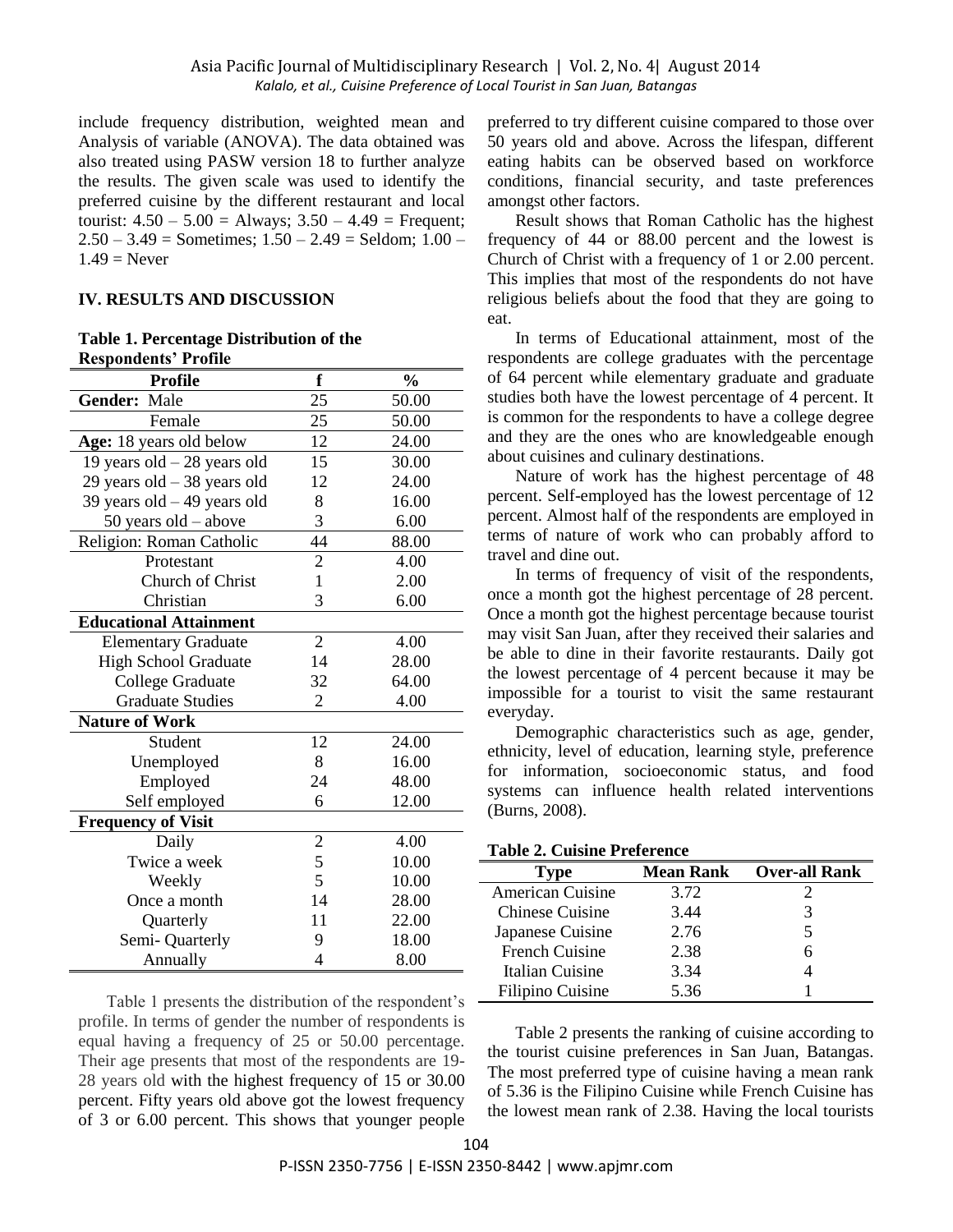include frequency distribution, weighted mean and Analysis of variable (ANOVA). The data obtained was also treated using PASW version 18 to further analyze the results. The given scale was used to identify the preferred cuisine by the different restaurant and local tourist: 4.50 – 5.00 = Always; 3.50 – 4.49 = Frequent; 2.50 – 3.49 = Sometimes; 1.50 – 2.49 = Seldom; 1.00 – 1.49 = Never

## IV. RESULTS AND DISCUSSION

**Table 1. Percentage Distribution of the Respondents' Profile**

| Profile | f | % |
|---|---|---|
| **Gender:** Male | 25 | 50.00 |
| Female | 25 | 50.00 |
| **Age:** 18 years old below | 12 | 24.00 |
| 19 years old – 28 years old | 15 | 30.00 |
| 29 years old – 38 years old | 12 | 24.00 |
| 39 years old – 49 years old | 8 | 16.00 |
| 50 years old – above | 3 | 6.00 |
| Religion: Roman Catholic | 44 | 88.00 |
| Protestant | 2 | 4.00 |
| Church of Christ | 1 | 2.00 |
| Christian | 3 | 6.00 |
| **Educational Attainment** | | |
| Elementary Graduate | 2 | 4.00 |
| High School Graduate | 14 | 28.00 |
| College Graduate | 32 | 64.00 |
| Graduate Studies | 2 | 4.00 |
| **Nature of Work** | | |
| Student | 12 | 24.00 |
| Unemployed | 8 | 16.00 |
| Employed | 24 | 48.00 |
| Self employed | 6 | 12.00 |
| **Frequency of Visit** | | |
| Daily | 2 | 4.00 |
| Twice a week | 5 | 10.00 |
| Weekly | 5 | 10.00 |
| Once a month | 14 | 28.00 |
| Quarterly | 11 | 22.00 |
| Semi- Quarterly | 9 | 18.00 |
| Annually | 4 | 8.00 |

Table 1 presents the distribution of the respondent's profile. In terms of gender the number of respondents is equal having a frequency of 25 or 50.00 percentage. Their age presents that most of the respondents are 19-28 years old with the highest frequency of 15 or 30.00 percent. Fifty years old above got the lowest frequency of 3 or 6.00 percent. This shows that younger people preferred to try different cuisine compared to those over 50 years old and above. Across the lifespan, different eating habits can be observed based on workforce conditions, financial security, and taste preferences amongst other factors.

Result shows that Roman Catholic has the highest frequency of 44 or 88.00 percent and the lowest is Church of Christ with a frequency of 1 or 2.00 percent. This implies that most of the respondents do not have religious beliefs about the food that they are going to eat.

In terms of Educational attainment, most of the respondents are college graduates with the percentage of 64 percent while elementary graduate and graduate studies both have the lowest percentage of 4 percent. It is common for the respondents to have a college degree and they are the ones who are knowledgeable enough about cuisines and culinary destinations.

Nature of work has the highest percentage of 48 percent. Self-employed has the lowest percentage of 12 percent. Almost half of the respondents are employed in terms of nature of work who can probably afford to travel and dine out.

In terms of frequency of visit of the respondents, once a month got the highest percentage of 28 percent. Once a month got the highest percentage because tourist may visit San Juan, after they received their salaries and be able to dine in their favorite restaurants. Daily got the lowest percentage of 4 percent because it may be impossible for a tourist to visit the same restaurant everyday.

Demographic characteristics such as age, gender, ethnicity, level of education, learning style, preference for information, socioeconomic status, and food systems can influence health related interventions (Burns, 2008).

**Table 2. Cuisine Preference**

| Type | Mean Rank | Over-all Rank |
|---|---|---|
| American Cuisine | 3.72 | 2 |
| Chinese Cuisine | 3.44 | 3 |
| Japanese Cuisine | 2.76 | 5 |
| French Cuisine | 2.38 | 6 |
| Italian Cuisine | 3.34 | 4 |
| Filipino Cuisine | 5.36 | 1 |

Table 2 presents the ranking of cuisine according to the tourist cuisine preferences in San Juan, Batangas. The most preferred type of cuisine having a mean rank of 5.36 is the Filipino Cuisine while French Cuisine has the lowest mean rank of 2.38. Having the local tourists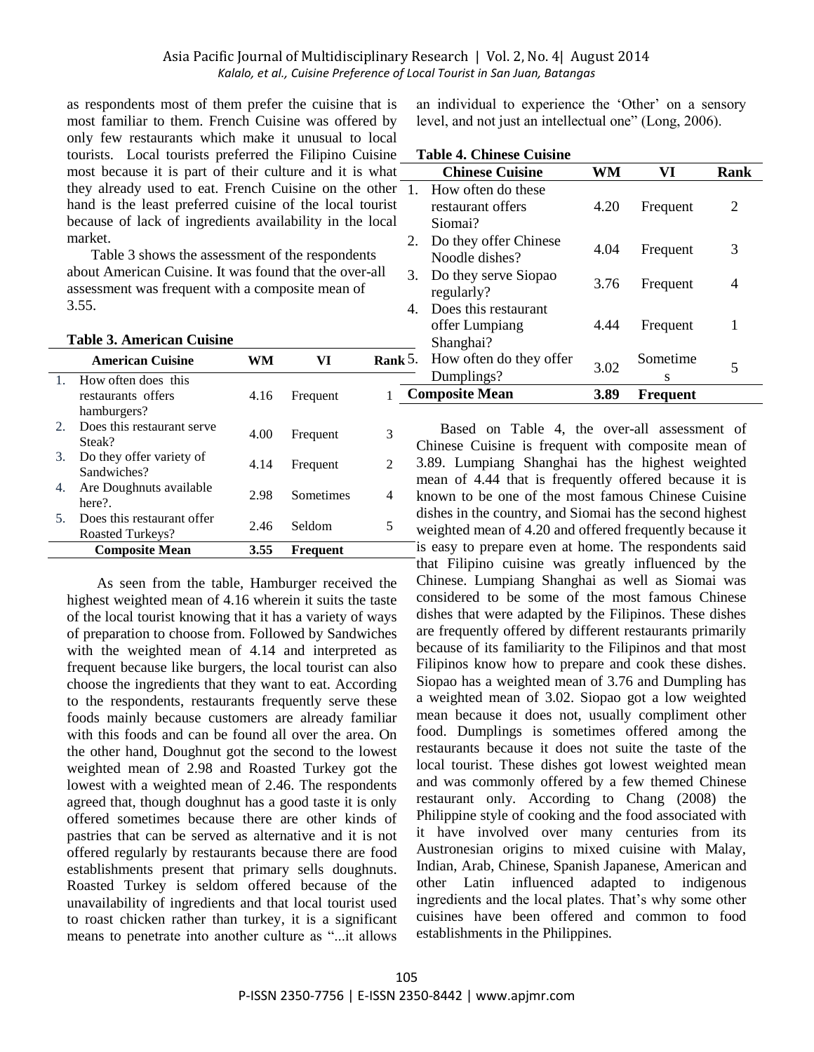as respondents most of them prefer the cuisine that is most familiar to them. French Cuisine was offered by only few restaurants which make it unusual to local tourists. Local tourists preferred the Filipino Cuisine most because it is part of their culture and it is what they already used to eat. French Cuisine on the other hand is the least preferred cuisine of the local tourist because of lack of ingredients availability in the local market.

Table 3 shows the assessment of the respondents about American Cuisine. It was found that the over-all assessment was frequent with a composite mean of 3.55.

**Table 3. American Cuisine**

| American Cuisine | WM | VI | Rank |
|---|---|---|---|
| 1. How often does this restaurants offers hamburgers? | 4.16 | Frequent | 1 |
| 2. Does this restaurant serve Steak? | 4.00 | Frequent | 3 |
| 3. Do they offer variety of Sandwiches? | 4.14 | Frequent | 2 |
| 4. Are Doughnuts available here?. | 2.98 | Sometimes | 4 |
| 5. Does this restaurant offer Roasted Turkeys? | 2.46 | Seldom | 5 |
| **Composite Mean** | **3.55** | **Frequent** | |

As seen from the table, Hamburger received the highest weighted mean of 4.16 wherein it suits the taste of the local tourist knowing that it has a variety of ways of preparation to choose from. Followed by Sandwiches with the weighted mean of 4.14 and interpreted as frequent because like burgers, the local tourist can also choose the ingredients that they want to eat. According to the respondents, restaurants frequently serve these foods mainly because customers are already familiar with this foods and can be found all over the area. On the other hand, Doughnut got the second to the lowest weighted mean of 2.98 and Roasted Turkey got the lowest with a weighted mean of 2.46. The respondents agreed that, though doughnut has a good taste it is only offered sometimes because there are other kinds of pastries that can be served as alternative and it is not offered regularly by restaurants because there are food establishments present that primary sells doughnuts. Roasted Turkey is seldom offered because of the unavailability of ingredients and that local tourist used to roast chicken rather than turkey, it is a significant means to penetrate into another culture as "...it allows an individual to experience the 'Other' on a sensory level, and not just an intellectual one" (Long, 2006).

**Table 4. Chinese Cuisine**

| Chinese Cuisine | WM | VI | Rank |
|---|---|---|---|
| 1. How often do these restaurant offers Siomai? | 4.20 | Frequent | 2 |
| 2. Do they offer Chinese Noodle dishes? | 4.04 | Frequent | 3 |
| 3. Do they serve Siopao regularly? | 3.76 | Frequent | 4 |
| 4. Does this restaurant offer Lumpiang Shanghai? | 4.44 | Frequent | 1 |
| 5. How often do they offer Dumplings? | 3.02 | Sometimes | 5 |
| **Composite Mean** | **3.89** | **Frequent** | |

Based on Table 4, the over-all assessment of Chinese Cuisine is frequent with composite mean of 3.89. Lumpiang Shanghai has the highest weighted mean of 4.44 that is frequently offered because it is known to be one of the most famous Chinese Cuisine dishes in the country, and Siomai has the second highest weighted mean of 4.20 and offered frequently because it is easy to prepare even at home. The respondents said that Filipino cuisine was greatly influenced by the Chinese. Lumpiang Shanghai as well as Siomai was considered to be some of the most famous Chinese dishes that were adapted by the Filipinos. These dishes are frequently offered by different restaurants primarily because of its familiarity to the Filipinos and that most Filipinos know how to prepare and cook these dishes. Siopao has a weighted mean of 3.76 and Dumpling has a weighted mean of 3.02. Siopao got a low weighted mean because it does not, usually compliment other food. Dumplings is sometimes offered among the restaurants because it does not suite the taste of the local tourist. These dishes got lowest weighted mean and was commonly offered by a few themed Chinese restaurant only. According to Chang (2008) the Philippine style of cooking and the food associated with it have involved over many centuries from its Austronesian origins to mixed cuisine with Malay, Indian, Arab, Chinese, Spanish Japanese, American and other Latin influenced adapted to indigenous ingredients and the local plates. That's why some other cuisines have been offered and common to food establishments in the Philippines.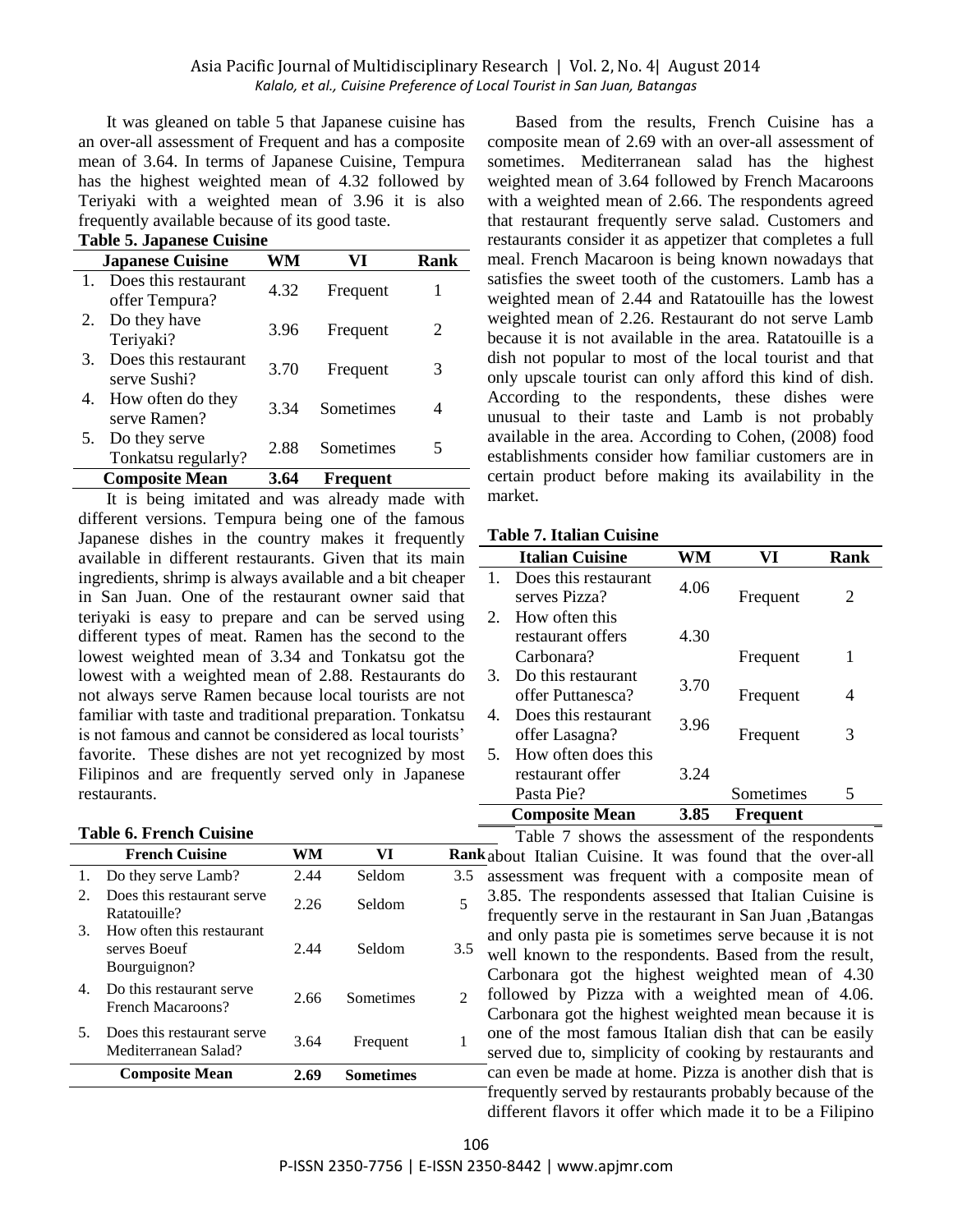It was gleaned on table 5 that Japanese cuisine has an over-all assessment of Frequent and has a composite mean of 3.64. In terms of Japanese Cuisine, Tempura has the highest weighted mean of 4.32 followed by Teriyaki with a weighted mean of 3.96 it is also frequently available because of its good taste.

**Table 5. Japanese Cuisine**

| Japanese Cuisine | WM | VI | Rank |
|---|---|---|---|
| 1. Does this restaurant offer Tempura? | 4.32 | Frequent | 1 |
| 2. Do they have Teriyaki? | 3.96 | Frequent | 2 |
| 3. Does this restaurant serve Sushi? | 3.70 | Frequent | 3 |
| 4. How often do they serve Ramen? | 3.34 | Sometimes | 4 |
| 5. Do they serve Tonkatsu regularly? | 2.88 | Sometimes | 5 |
| **Composite Mean** | **3.64** | **Frequent** | |

It is being imitated and was already made with different versions. Tempura being one of the famous Japanese dishes in the country makes it frequently available in different restaurants. Given that its main ingredients, shrimp is always available and a bit cheaper in San Juan. One of the restaurant owner said that teriyaki is easy to prepare and can be served using different types of meat. Ramen has the second to the lowest weighted mean of 3.34 and Tonkatsu got the lowest with a weighted mean of 2.88. Restaurants do not always serve Ramen because local tourists are not familiar with taste and traditional preparation. Tonkatsu is not famous and cannot be considered as local tourists' favorite. These dishes are not yet recognized by most Filipinos and are frequently served only in Japanese restaurants.

**Table 6. French Cuisine**

| French Cuisine | WM | VI | Rank |
|---|---|---|---|
| 1. Do they serve Lamb? | 2.44 | Seldom | 3.5 |
| 2. Does this restaurant serve Ratatouille? | 2.26 | Seldom | 5 |
| 3. How often this restaurant serves Boeuf Bourguignon? | 2.44 | Seldom | 3.5 |
| 4. Do this restaurant serve French Macaroons? | 2.66 | Sometimes | 2 |
| 5. Does this restaurant serve Mediterranean Salad? | 3.64 | Frequent | 1 |
| **Composite Mean** | **2.69** | **Sometimes** | |

Based from the results, French Cuisine has a composite mean of 2.69 with an over-all assessment of sometimes. Mediterranean salad has the highest weighted mean of 3.64 followed by French Macaroons with a weighted mean of 2.66. The respondents agreed that restaurant frequently serve salad. Customers and restaurants consider it as appetizer that completes a full meal. French Macaroon is being known nowadays that satisfies the sweet tooth of the customers. Lamb has a weighted mean of 2.44 and Ratatouille has the lowest weighted mean of 2.26. Restaurant do not serve Lamb because it is not available in the area. Ratatouille is a dish not popular to most of the local tourist and that only upscale tourist can only afford this kind of dish. According to the respondents, these dishes were unusual to their taste and Lamb is not probably available in the area. According to Cohen, (2008) food establishments consider how familiar customers are in certain product before making its availability in the market.

**Table 7. Italian Cuisine**

| Italian Cuisine | WM | VI | Rank |
|---|---|---|---|
| 1. Does this restaurant serves Pizza? | 4.06 | Frequent | 2 |
| 2. How often this restaurant offers Carbonara? | 4.30 | Frequent | 1 |
| 3. Do this restaurant offer Puttanesca? | 3.70 | Frequent | 4 |
| 4. Does this restaurant offer Lasagna? | 3.96 | Frequent | 3 |
| 5. How often does this restaurant offer Pasta Pie? | 3.24 | Sometimes | 5 |
| **Composite Mean** | **3.85** | **Frequent** | |

Table 7 shows the assessment of the respondents about Italian Cuisine. It was found that the over-all assessment was frequent with a composite mean of 3.85. The respondents assessed that Italian Cuisine is frequently serve in the restaurant in San Juan ,Batangas and only pasta pie is sometimes serve because it is not well known to the respondents. Based from the result, Carbonara got the highest weighted mean of 4.30 followed by Pizza with a weighted mean of 4.06. Carbonara got the highest weighted mean because it is one of the most famous Italian dish that can be easily served due to, simplicity of cooking by restaurants and can even be made at home. Pizza is another dish that is frequently served by restaurants probably because of the different flavors it offer which made it to be a Filipino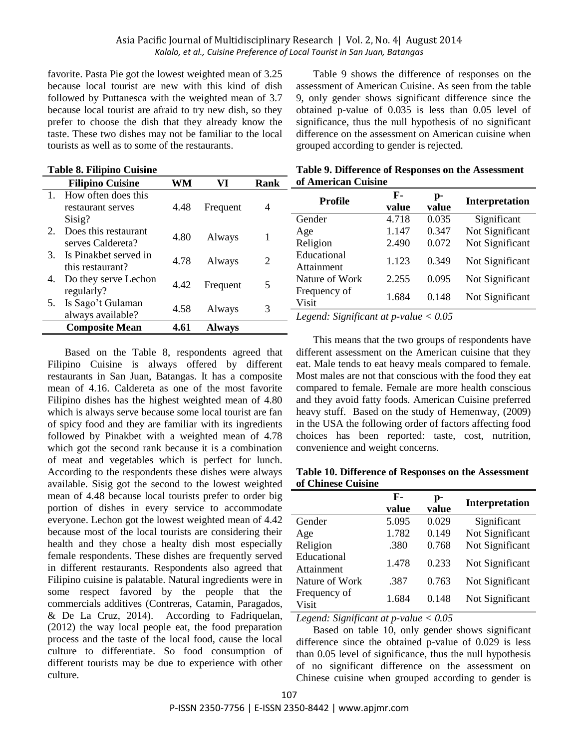favorite. Pasta Pie got the lowest weighted mean of 3.25 because local tourist are new with this kind of dish followed by Puttanesca with the weighted mean of 3.7 because local tourist are afraid to try new dish, so they prefer to choose the dish that they already know the taste. These two dishes may not be familiar to the local tourists as well as to some of the restaurants.

**Table 8. Filipino Cuisine**

| Filipino Cuisine | WM | VI | Rank |
|---|---|---|---|
| 1. How often does this restaurant serves Sisig? | 4.48 | Frequent | 4 |
| 2. Does this restaurant serves Caldereta? | 4.80 | Always | 1 |
| 3. Is Pinakbet served in this restaurant? | 4.78 | Always | 2 |
| 4. Do they serve Lechon regularly? | 4.42 | Frequent | 5 |
| 5. Is Sago't Gulaman always available? | 4.58 | Always | 3 |
| **Composite Mean** | **4.61** | **Always** | |

Based on the Table 8, respondents agreed that Filipino Cuisine is always offered by different restaurants in San Juan, Batangas. It has a composite mean of 4.16. Caldereta as one of the most favorite Filipino dishes has the highest weighted mean of 4.80 which is always serve because some local tourist are fan of spicy food and they are familiar with its ingredients followed by Pinakbet with a weighted mean of 4.78 which got the second rank because it is a combination of meat and vegetables which is perfect for lunch. According to the respondents these dishes were always available. Sisig got the second to the lowest weighted mean of 4.48 because local tourists prefer to order big portion of dishes in every service to accommodate everyone. Lechon got the lowest weighted mean of 4.42 because most of the local tourists are considering their health and they chose a healty dish most especially female respondents. These dishes are frequently served in different restaurants. Respondents also agreed that Filipino cuisine is palatable. Natural ingredients were in some respect favored by the people that the commercials additives (Contreras, Catamin, Paragados, & De La Cruz, 2014). According to Fadriquelan, (2012) the way local people eat, the food preparation process and the taste of the local food, cause the local culture to differentiate. So food consumption of different tourists may be due to experience with other culture.

Table 9 shows the difference of responses on the assessment of American Cuisine. As seen from the table 9, only gender shows significant difference since the obtained p-value of 0.035 is less than 0.05 level of significance, thus the null hypothesis of no significant difference on the assessment on American cuisine when grouped according to gender is rejected.

**Table 9. Difference of Responses on the Assessment of American Cuisine**

| Profile | F-value | p-value | Interpretation |
|---|---|---|---|
| Gender | 4.718 | 0.035 | Significant |
| Age | 1.147 | 0.347 | Not Significant |
| Religion | 2.490 | 0.072 | Not Significant |
| Educational Attainment | 1.123 | 0.349 | Not Significant |
| Nature of Work | 2.255 | 0.095 | Not Significant |
| Frequency of Visit | 1.684 | 0.148 | Not Significant |

*Legend: Significant at p-value < 0.05*

This means that the two groups of respondents have different assessment on the American cuisine that they eat. Male tends to eat heavy meals compared to female. Most males are not that conscious with the food they eat compared to female. Female are more health conscious and they avoid fatty foods. American Cuisine preferred heavy stuff. Based on the study of Hemenway, (2009) in the USA the following order of factors affecting food choices has been reported: taste, cost, nutrition, convenience and weight concerns.

**Table 10. Difference of Responses on the Assessment of Chinese Cuisine**

| | F-value | p-value | Interpretation |
|---|---|---|---|
| Gender | 5.095 | 0.029 | Significant |
| Age | 1.782 | 0.149 | Not Significant |
| Religion | .380 | 0.768 | Not Significant |
| Educational Attainment | 1.478 | 0.233 | Not Significant |
| Nature of Work | .387 | 0.763 | Not Significant |
| Frequency of Visit | 1.684 | 0.148 | Not Significant |

*Legend: Significant at p-value < 0.05*

Based on table 10, only gender shows significant difference since the obtained p-value of 0.029 is less than 0.05 level of significance, thus the null hypothesis of no significant difference on the assessment on Chinese cuisine when grouped according to gender is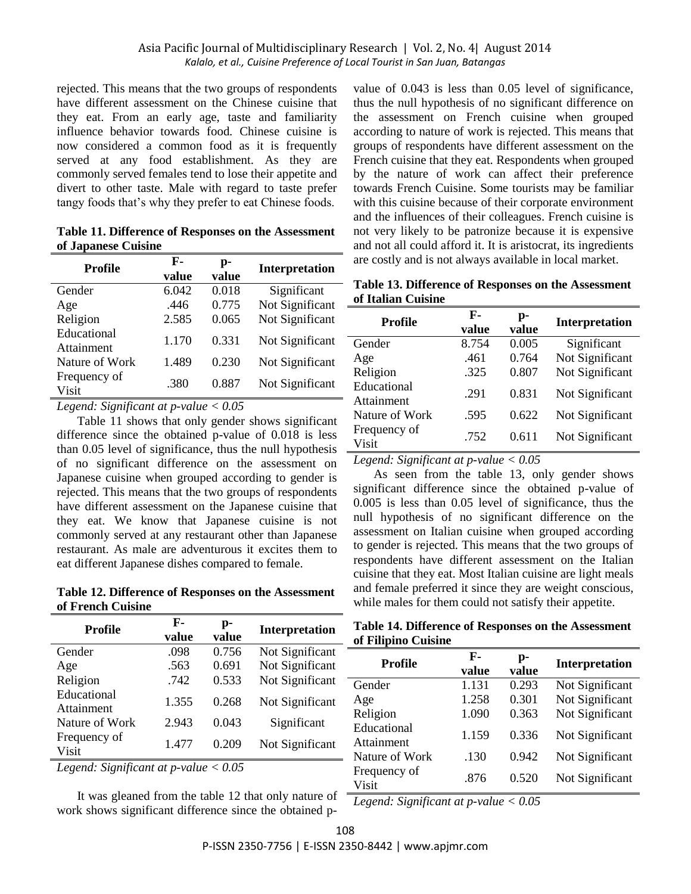rejected. This means that the two groups of respondents have different assessment on the Chinese cuisine that they eat. From an early age, taste and familiarity influence behavior towards food. Chinese cuisine is now considered a common food as it is frequently served at any food establishment. As they are commonly served females tend to lose their appetite and divert to other taste. Male with regard to taste prefer tangy foods that's why they prefer to eat Chinese foods.

**Table 11. Difference of Responses on the Assessment of Japanese Cuisine**

| Profile | F-value | p-value | Interpretation |
|---|---|---|---|
| Gender | 6.042 | 0.018 | Significant |
| Age | .446 | 0.775 | Not Significant |
| Religion | 2.585 | 0.065 | Not Significant |
| Educational Attainment | 1.170 | 0.331 | Not Significant |
| Nature of Work | 1.489 | 0.230 | Not Significant |
| Frequency of Visit | .380 | 0.887 | Not Significant |

*Legend: Significant at p-value < 0.05*

Table 11 shows that only gender shows significant difference since the obtained p-value of 0.018 is less than 0.05 level of significance, thus the null hypothesis of no significant difference on the assessment on Japanese cuisine when grouped according to gender is rejected. This means that the two groups of respondents have different assessment on the Japanese cuisine that they eat. We know that Japanese cuisine is not commonly served at any restaurant other than Japanese restaurant. As male are adventurous it excites them to eat different Japanese dishes compared to female.

**Table 12. Difference of Responses on the Assessment of French Cuisine**

| Profile | F-value | p-value | Interpretation |
|---|---|---|---|
| Gender | .098 | 0.756 | Not Significant |
| Age | .563 | 0.691 | Not Significant |
| Religion | .742 | 0.533 | Not Significant |
| Educational Attainment | 1.355 | 0.268 | Not Significant |
| Nature of Work | 2.943 | 0.043 | Significant |
| Frequency of Visit | 1.477 | 0.209 | Not Significant |

*Legend: Significant at p-value < 0.05*

It was gleaned from the table 12 that only nature of work shows significant difference since the obtained p-value of 0.043 is less than 0.05 level of significance, thus the null hypothesis of no significant difference on the assessment on French cuisine when grouped according to nature of work is rejected. This means that groups of respondents have different assessment on the French cuisine that they eat. Respondents when grouped by the nature of work can affect their preference towards French Cuisine. Some tourists may be familiar with this cuisine because of their corporate environment and the influences of their colleagues. French cuisine is not very likely to be patronize because it is expensive and not all could afford it. It is aristocrat, its ingredients are costly and is not always available in local market.

**Table 13. Difference of Responses on the Assessment of Italian Cuisine**

| Profile | F-value | p-value | Interpretation |
|---|---|---|---|
| Gender | 8.754 | 0.005 | Significant |
| Age | .461 | 0.764 | Not Significant |
| Religion | .325 | 0.807 | Not Significant |
| Educational Attainment | .291 | 0.831 | Not Significant |
| Nature of Work | .595 | 0.622 | Not Significant |
| Frequency of Visit | .752 | 0.611 | Not Significant |

*Legend: Significant at p-value < 0.05*

As seen from the table 13, only gender shows significant difference since the obtained p-value of 0.005 is less than 0.05 level of significance, thus the null hypothesis of no significant difference on the assessment on Italian cuisine when grouped according to gender is rejected. This means that the two groups of respondents have different assessment on the Italian cuisine that they eat. Most Italian cuisine are light meals and female preferred it since they are weight conscious, while males for them could not satisfy their appetite.

**Table 14. Difference of Responses on the Assessment of Filipino Cuisine**

| Profile | F-value | p-value | Interpretation |
|---|---|---|---|
| Gender | 1.131 | 0.293 | Not Significant |
| Age | 1.258 | 0.301 | Not Significant |
| Religion | 1.090 | 0.363 | Not Significant |
| Educational Attainment | 1.159 | 0.336 | Not Significant |
| Nature of Work | .130 | 0.942 | Not Significant |
| Frequency of Visit | .876 | 0.520 | Not Significant |

*Legend: Significant at p-value < 0.05*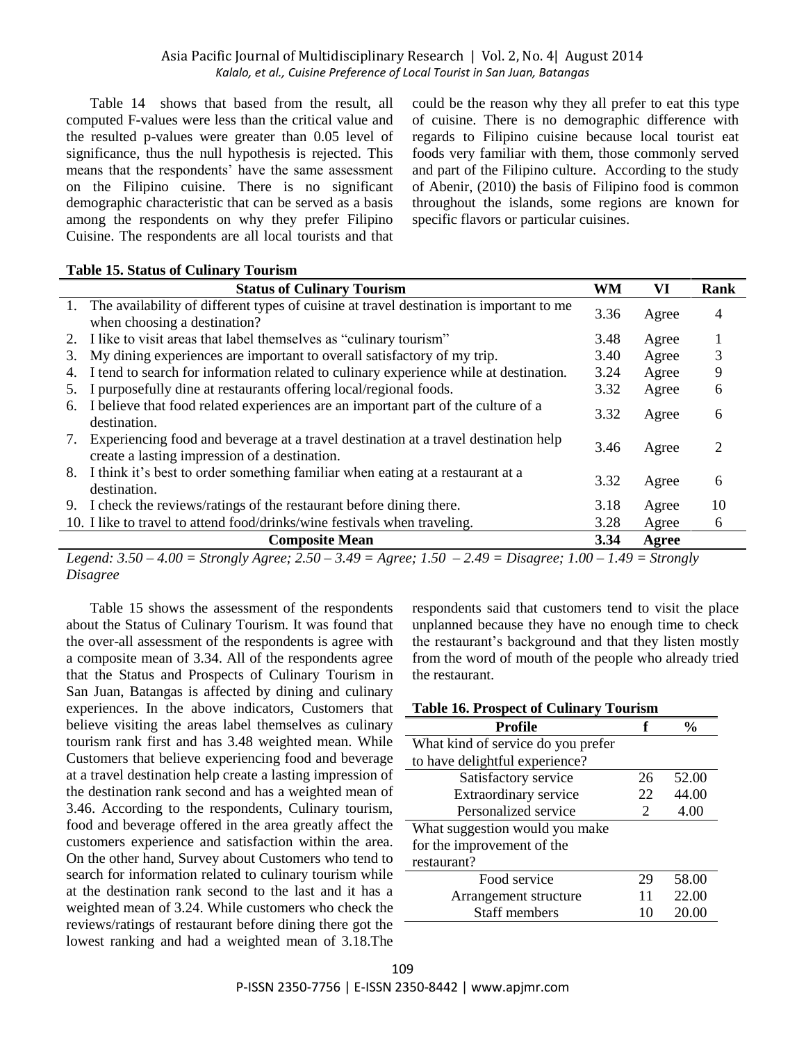Table 14 shows that based from the result, all computed F-values were less than the critical value and the resulted p-values were greater than 0.05 level of significance, thus the null hypothesis is rejected. This means that the respondents' have the same assessment on the Filipino cuisine. There is no significant demographic characteristic that can be served as a basis among the respondents on why they prefer Filipino Cuisine. The respondents are all local tourists and that could be the reason why they all prefer to eat this type of cuisine. There is no demographic difference with regards to Filipino cuisine because local tourist eat foods very familiar with them, those commonly served and part of the Filipino culture. According to the study of Abenir, (2010) the basis of Filipino food is common throughout the islands, some regions are known for specific flavors or particular cuisines.

**Table 15. Status of Culinary Tourism**

| Status of Culinary Tourism | WM | VI | Rank |
|---|---|---|---|
| 1. The availability of different types of cuisine at travel destination is important to me when choosing a destination? | 3.36 | Agree | 4 |
| 2. I like to visit areas that label themselves as "culinary tourism" | 3.48 | Agree | 1 |
| 3. My dining experiences are important to overall satisfactory of my trip. | 3.40 | Agree | 3 |
| 4. I tend to search for information related to culinary experience while at destination. | 3.24 | Agree | 9 |
| 5. I purposefully dine at restaurants offering local/regional foods. | 3.32 | Agree | 6 |
| 6. I believe that food related experiences are an important part of the culture of a destination. | 3.32 | Agree | 6 |
| 7. Experiencing food and beverage at a travel destination at a travel destination help create a lasting impression of a destination. | 3.46 | Agree | 2 |
| 8. I think it's best to order something familiar when eating at a restaurant at a destination. | 3.32 | Agree | 6 |
| 9. I check the reviews/ratings of the restaurant before dining there. | 3.18 | Agree | 10 |
| 10. I like to travel to attend food/drinks/wine festivals when traveling. | 3.28 | Agree | 6 |
| **Composite Mean** | **3.34** | **Agree** | |

*Legend: 3.50 – 4.00 = Strongly Agree; 2.50 – 3.49 = Agree; 1.50 – 2.49 = Disagree; 1.00 – 1.49 = Strongly Disagree*

Table 15 shows the assessment of the respondents about the Status of Culinary Tourism. It was found that the over-all assessment of the respondents is agree with a composite mean of 3.34. All of the respondents agree that the Status and Prospects of Culinary Tourism in San Juan, Batangas is affected by dining and culinary experiences. In the above indicators, Customers that believe visiting the areas label themselves as culinary tourism rank first and has 3.48 weighted mean. While Customers that believe experiencing food and beverage at a travel destination help create a lasting impression of the destination rank second and has a weighted mean of 3.46. According to the respondents, Culinary tourism, food and beverage offered in the area greatly affect the customers experience and satisfaction within the area. On the other hand, Survey about Customers who tend to search for information related to culinary tourism while at the destination rank second to the last and it has a weighted mean of 3.24. While customers who check the reviews/ratings of restaurant before dining there got the lowest ranking and had a weighted mean of 3.18.The respondents said that customers tend to visit the place unplanned because they have no enough time to check the restaurant's background and that they listen mostly from the word of mouth of the people who already tried the restaurant.

**Table 16. Prospect of Culinary Tourism**

| Profile | f | % |
|---|---|---|
| What kind of service do you prefer to have delightful experience? | | |
| Satisfactory service | 26 | 52.00 |
| Extraordinary service | 22 | 44.00 |
| Personalized service | 2 | 4.00 |
| What suggestion would you make for the improvement of the restaurant? | | |
| Food service | 29 | 58.00 |
| Arrangement structure | 11 | 22.00 |
| Staff members | 10 | 20.00 |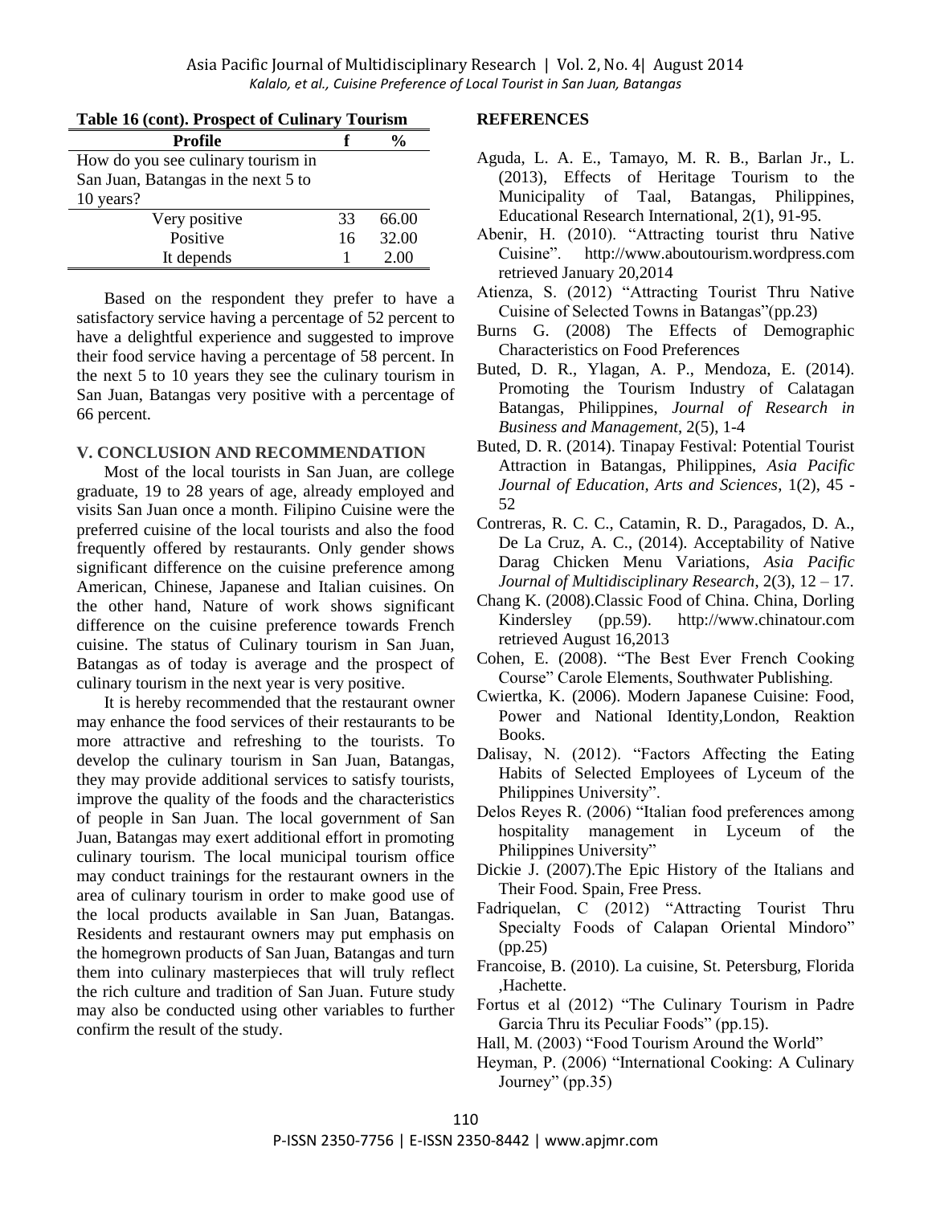**Table 16 (cont). Prospect of Culinary Tourism**

| Profile | f | % |
|---|---|---|
| How do you see culinary tourism in San Juan, Batangas in the next 5 to 10 years? | | |
| Very positive | 33 | 66.00 |
| Positive | 16 | 32.00 |
| It depends | 1 | 2.00 |

Based on the respondent they prefer to have a satisfactory service having a percentage of 52 percent to have a delightful experience and suggested to improve their food service having a percentage of 58 percent. In the next 5 to 10 years they see the culinary tourism in San Juan, Batangas very positive with a percentage of 66 percent.

## V. CONCLUSION AND RECOMMENDATION

Most of the local tourists in San Juan, are college graduate, 19 to 28 years of age, already employed and visits San Juan once a month. Filipino Cuisine were the preferred cuisine of the local tourists and also the food frequently offered by restaurants. Only gender shows significant difference on the cuisine preference among American, Chinese, Japanese and Italian cuisines. On the other hand, Nature of work shows significant difference on the cuisine preference towards French cuisine. The status of Culinary tourism in San Juan, Batangas as of today is average and the prospect of culinary tourism in the next year is very positive.

It is hereby recommended that the restaurant owner may enhance the food services of their restaurants to be more attractive and refreshing to the tourists. To develop the culinary tourism in San Juan, Batangas, they may provide additional services to satisfy tourists, improve the quality of the foods and the characteristics of people in San Juan. The local government of San Juan, Batangas may exert additional effort in promoting culinary tourism. The local municipal tourism office may conduct trainings for the restaurant owners in the area of culinary tourism in order to make good use of the local products available in San Juan, Batangas. Residents and restaurant owners may put emphasis on the homegrown products of San Juan, Batangas and turn them into culinary masterpieces that will truly reflect the rich culture and tradition of San Juan. Future study may also be conducted using other variables to further confirm the result of the study.

## REFERENCES

Aguda, L. A. E., Tamayo, M. R. B., Barlan Jr., L. (2013), Effects of Heritage Tourism to the Municipality of Taal, Batangas, Philippines, Educational Research International, 2(1), 91-95.

Abenir, H. (2010). "Attracting tourist thru Native Cuisine". http://www.aboutourism.wordpress.com retrieved January 20,2014

Atienza, S. (2012) "Attracting Tourist Thru Native Cuisine of Selected Towns in Batangas"(pp.23)

Burns G. (2008) The Effects of Demographic Characteristics on Food Preferences

Buted, D. R., Ylagan, A. P., Mendoza, E. (2014). Promoting the Tourism Industry of Calatagan Batangas, Philippines, *Journal of Research in Business and Management*, 2(5), 1-4

Buted, D. R. (2014). Tinapay Festival: Potential Tourist Attraction in Batangas, Philippines, *Asia Pacific Journal of Education, Arts and Sciences*, 1(2), 45 - 52

Contreras, R. C. C., Catamin, R. D., Paragados, D. A., De La Cruz, A. C., (2014). Acceptability of Native Darag Chicken Menu Variations, *Asia Pacific Journal of Multidisciplinary Research*, 2(3), 12 – 17.

Chang K. (2008).Classic Food of China. China, Dorling Kindersley (pp.59). http://www.chinatour.com retrieved August 16,2013

Cohen, E. (2008). "The Best Ever French Cooking Course" Carole Elements, Southwater Publishing.

Cwiertka, K. (2006). Modern Japanese Cuisine: Food, Power and National Identity,London, Reaktion Books.

Dalisay, N. (2012). "Factors Affecting the Eating Habits of Selected Employees of Lyceum of the Philippines University".

Delos Reyes R. (2006) "Italian food preferences among hospitality management in Lyceum of the Philippines University"

Dickie J. (2007).The Epic History of the Italians and Their Food. Spain, Free Press.

Fadriquelan, C (2012) "Attracting Tourist Thru Specialty Foods of Calapan Oriental Mindoro" (pp.25)

Francoise, B. (2010). La cuisine, St. Petersburg, Florida ,Hachette.

Fortus et al (2012) "The Culinary Tourism in Padre Garcia Thru its Peculiar Foods" (pp.15).

Hall, M. (2003) "Food Tourism Around the World"

Heyman, P. (2006) "International Cooking: A Culinary Journey" (pp.35)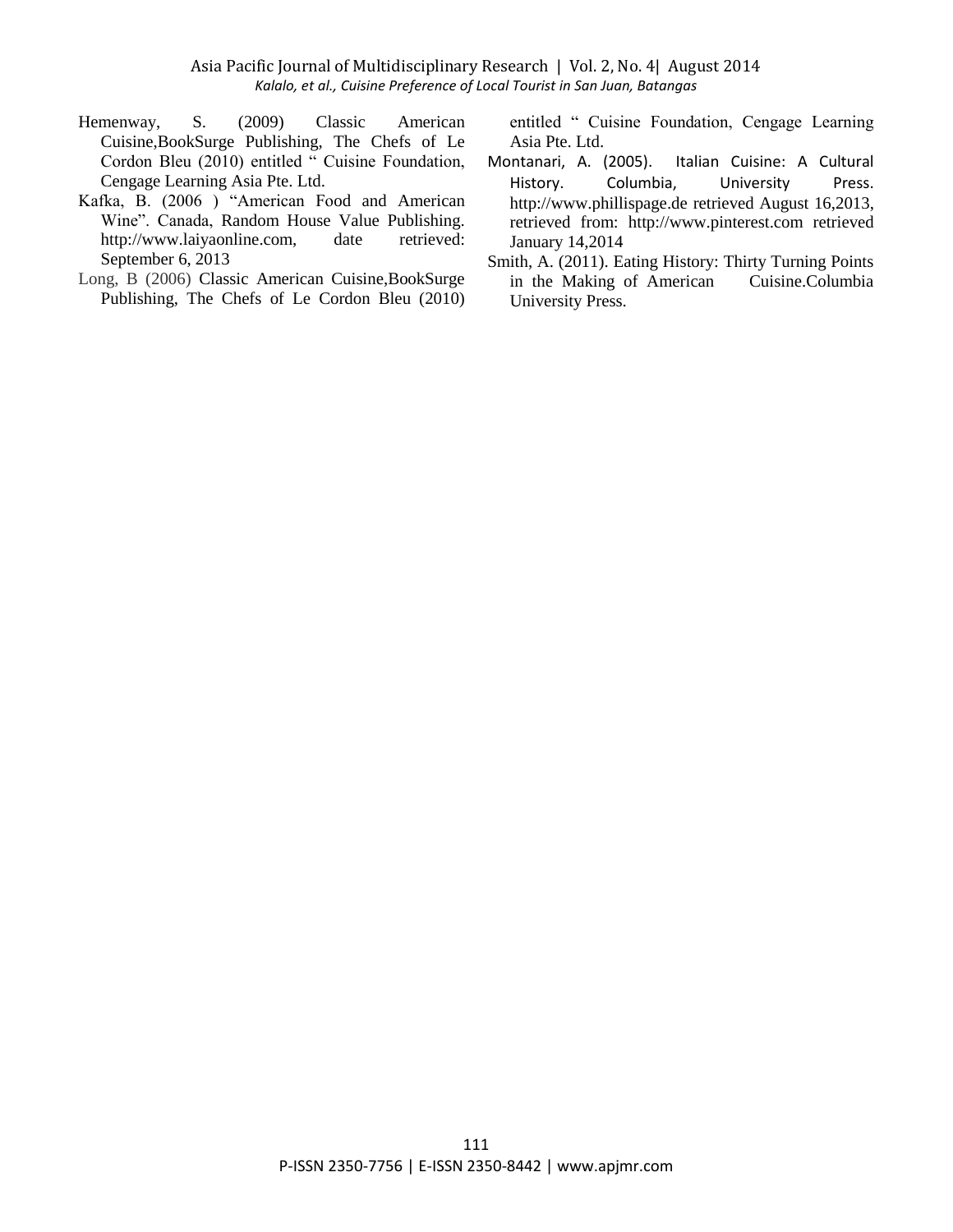Hemenway, S. (2009) Classic American Cuisine,BookSurge Publishing, The Chefs of Le Cordon Bleu (2010) entitled " Cuisine Foundation, Cengage Learning Asia Pte. Ltd.

Kafka, B. (2006 ) "American Food and American Wine". Canada, Random House Value Publishing. http://www.laiyaonline.com, date retrieved: September 6, 2013

Long, B (2006) Classic American Cuisine,BookSurge Publishing, The Chefs of Le Cordon Bleu (2010) entitled " Cuisine Foundation, Cengage Learning Asia Pte. Ltd.

Montanari, A. (2005). Italian Cuisine: A Cultural History. Columbia, University Press. http://www.phillispage.de retrieved August 16,2013, retrieved from: http://www.pinterest.com retrieved January 14,2014

Smith, A. (2011). Eating History: Thirty Turning Points in the Making of American Cuisine.Columbia University Press.